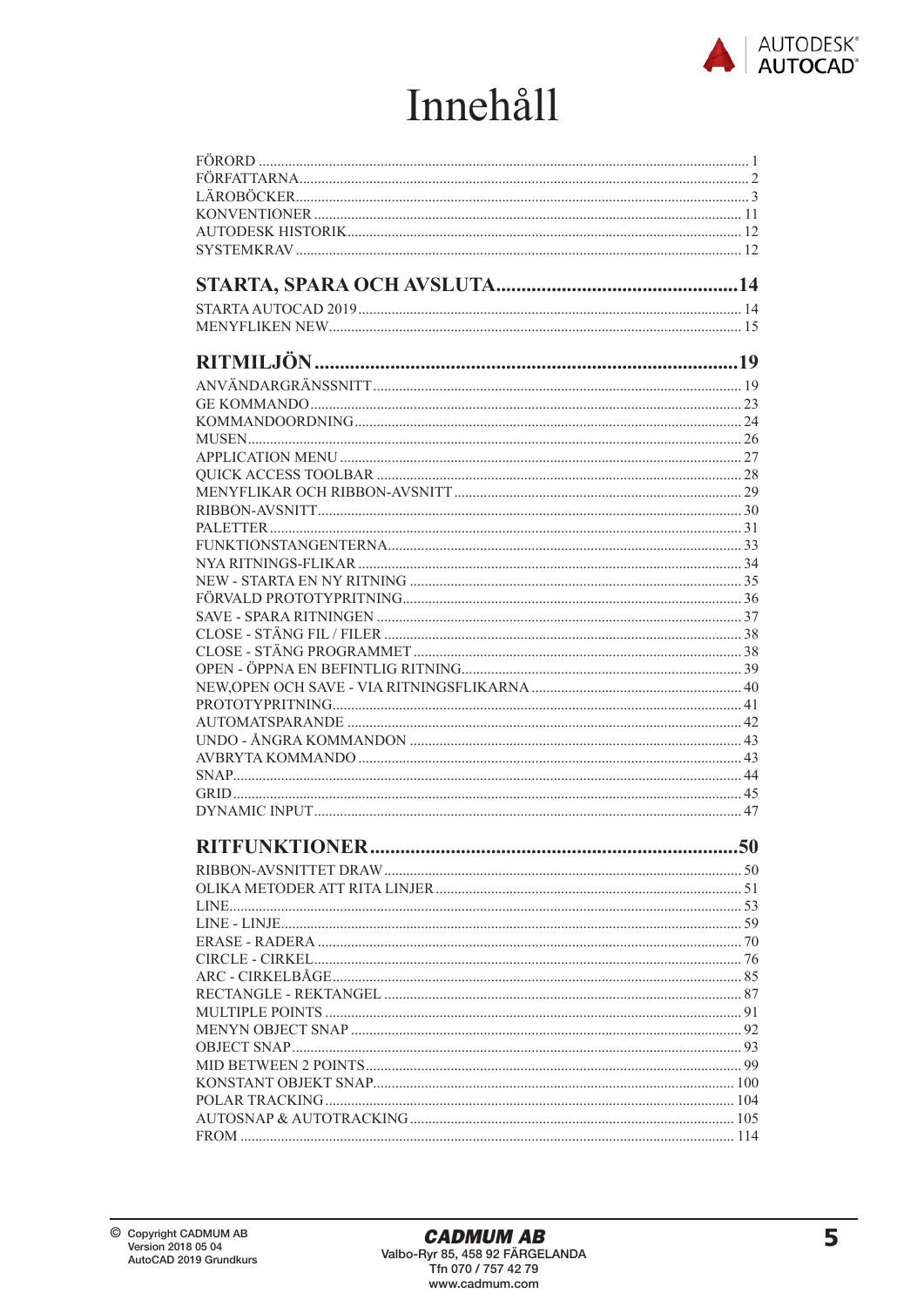# Innehåll

FÖRORD ... 1
FÖRFATTARNA ... 2
LÄROBÖCKER ... 3
KONVENTIONER ... 11
AUTODESK HISTORIK ... 12
SYSTEMKRAV ... 12

## STARTA, SPARA OCH AVSLUTA ... 14

STARTA AUTOCAD 2019 ... 14
MENYFLIKEN NEW ... 15

## RITMILJÖN ... 19

ANVÄNDARGRÄNSSNITT ... 19
GE KOMMANDO ... 23
KOMMANDOORDNING ... 24
MUSEN ... 26
APPLICATION MENU ... 27
QUICK ACCESS TOOLBAR ... 28
MENYFLIKAR OCH RIBBON-AVSNITT ... 29
RIBBON-AVSNITT ... 30
PALETTER ... 31
FUNKTIONSTANGENTERNA ... 33
NYA RITNINGS-FLIKAR ... 34
NEW - STARTA EN NY RITNING ... 35
FÖRVALD PROTOTYPRITNING ... 36
SAVE - SPARA RITNINGEN ... 37
CLOSE - STÄNG FIL / FILER ... 38
CLOSE - STÄNG PROGRAMMET ... 38
OPEN - ÖPPNA EN BEFINTLIG RITNING ... 39
NEW,OPEN OCH SAVE - VIA RITNINGSFLIKARNA ... 40
PROTOTYPRITNING ... 41
AUTOMATSPARANDE ... 42
UNDO - ÅNGRA KOMMANDON ... 43
AVBRYTA KOMMANDO ... 43
SNAP ... 44
GRID ... 45
DYNAMIC INPUT ... 47

## RITFUNKTIONER ... 50

RIBBON-AVSNITTET DRAW ... 50
OLIKA METODER ATT RITA LINJER ... 51
LINE ... 53
LINE - LINJE ... 59
ERASE - RADERA ... 70
CIRCLE - CIRKEL ... 76
ARC - CIRKELBÅGE ... 85
RECTANGLE - REKTANGEL ... 87
MULTIPLE POINTS ... 91
MENYN OBJECT SNAP ... 92
OBJECT SNAP ... 93
MID BETWEEN 2 POINTS ... 99
KONSTANT OBJEKT SNAP ... 100
POLAR TRACKING ... 104
AUTOSNAP & AUTOTRACKING ... 105
FROM ... 114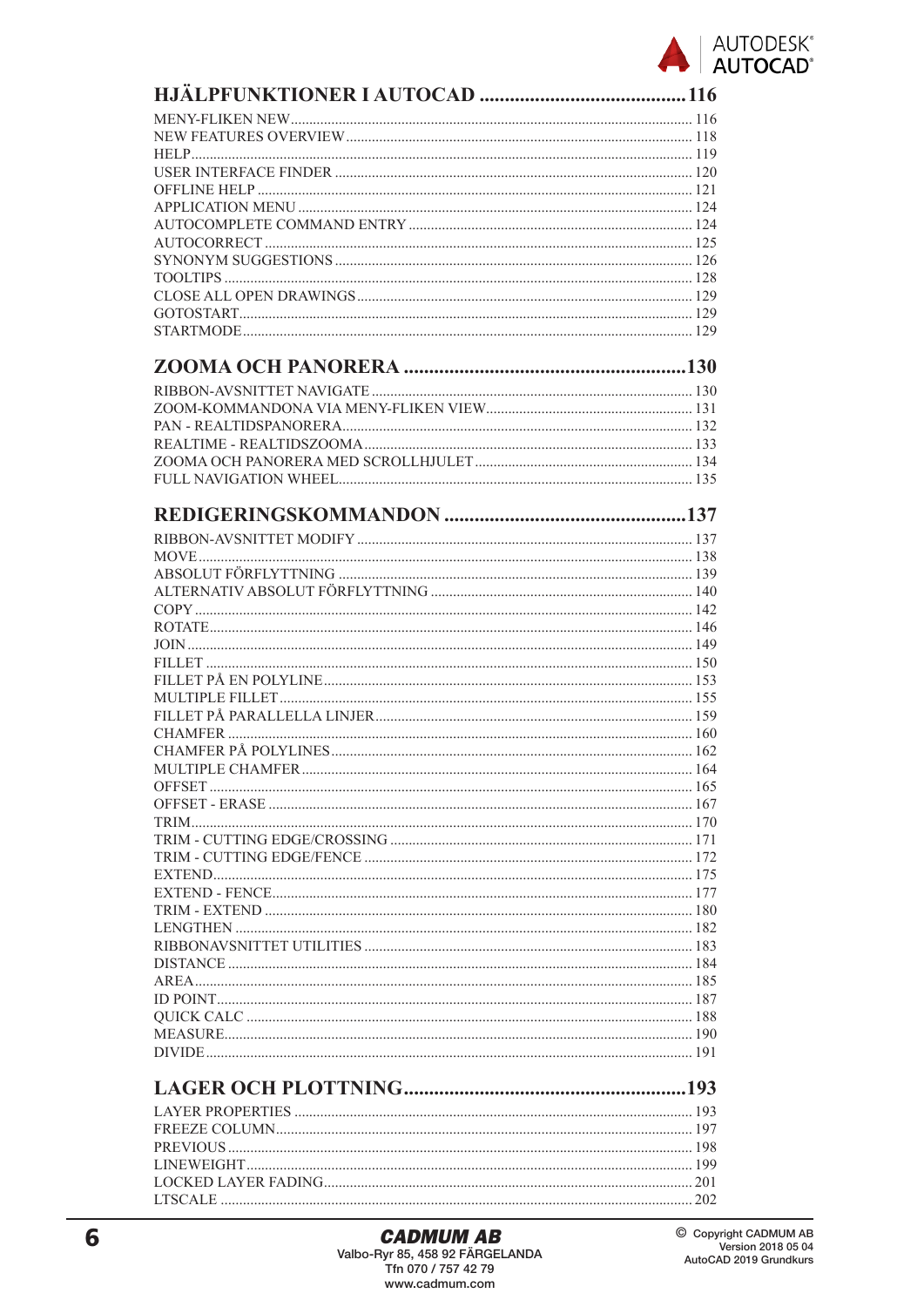## HJÄLPFUNKTIONER I AUTOCAD .......................................... 116

MENY-FLIKEN NEW ........................................................ 116
NEW FEATURES OVERVIEW ................................................ 118
HELP ........................................................................ 119
USER INTERFACE FINDER ................................................ 120
OFFLINE HELP ............................................................. 121
APPLICATION MENU ...................................................... 124
AUTOCOMPLETE COMMAND ENTRY .................................. 124
AUTOCORRECT ............................................................. 125
SYNONYM SUGGESTIONS ................................................ 126
TOOLTIPS ................................................................... 128
CLOSE ALL OPEN DRAWINGS .......................................... 129
GOTOSTART ................................................................. 129
STARTMODE ................................................................ 129

## ZOOMA OCH PANORERA .......................................... 130

RIBBON-AVSNITTET NAVIGATE .......................................... 130
ZOOM-KOMMANDONA VIA MENY-FLIKEN VIEW ..................... 131
PAN - REALTIDSPANORERA .............................................. 132
REALTIME - REALTIDSZOOMA ........................................... 133
ZOOMA OCH PANORERA MED SCROLLHJULET ...................... 134
FULL NAVIGATION WHEEL ................................................ 135

## REDIGERINGSKOMMANDON ........................................ 137

RIBBON-AVSNITTET MODIFY ............................................. 137
MOVE ........................................................................ 138
ABSOLUT FÖRFLYTTNING ................................................ 139
ALTERNATIV ABSOLUT FÖRFLYTTNING ................................ 140
COPY ........................................................................ 142
ROTATE ...................................................................... 146
JOIN .......................................................................... 149
FILLET ....................................................................... 150
FILLET PÅ EN POLYLINE ................................................. 153
MULTIPLE FILLET ......................................................... 155
FILLET PÅ PARALLELLA LINJER ........................................ 159
CHAMFER ................................................................... 160
CHAMFER PÅ POLYLINES ................................................ 162
MULTIPLE CHAMFER ...................................................... 164
OFFSET ...................................................................... 165
OFFSET - ERASE ........................................................... 167
TRIM ......................................................................... 170
TRIM - CUTTING EDGE/CROSSING ..................................... 171
TRIM - CUTTING EDGE/FENCE .......................................... 172
EXTEND ..................................................................... 175
EXTEND - FENCE .......................................................... 177
TRIM - EXTEND ............................................................ 180
LENGTHEN .................................................................. 182
RIBBONAVSNITTET UTILITIES .......................................... 183
DISTANCE ................................................................... 184
AREA ......................................................................... 185
ID POINT .................................................................... 187
QUICK CALC ................................................................ 188
MEASURE ................................................................... 190
DIVIDE ....................................................................... 191

## LAGER OCH PLOTTNING .......................................... 193

LAYER PROPERTIES ....................................................... 193
FREEZE COLUMN ........................................................... 197
PREVIOUS ................................................................... 198
LINEWEIGHT ................................................................ 199
LOCKED LAYER FADING .................................................. 201
LTSCALE .................................................................... 202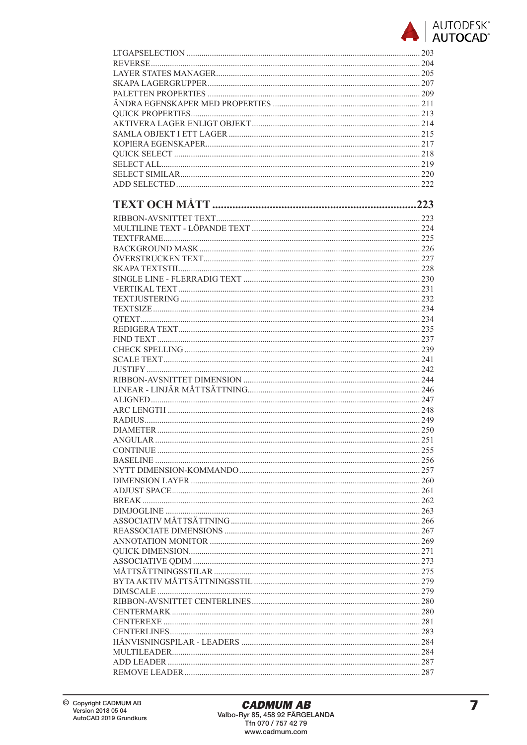LTGAPSELECTION ........................................................ 203
REVERSE ........................................................ 204
LAYER STATES MANAGER ........................................................ 205
SKAPA LAGERGRUPPER ........................................................ 207
PALETTEN PROPERTIES ........................................................ 209
ÄNDRA EGENSKAPER MED PROPERTIES ........................................................ 211
QUICK PROPERTIES ........................................................ 213
AKTIVERA LAGER ENLIGT OBJEKT ........................................................ 214
SAMLA OBJEKT I ETT LAGER ........................................................ 215
KOPIERA EGENSKAPER ........................................................ 217
QUICK SELECT ........................................................ 218
SELECT ALL ........................................................ 219
SELECT SIMILAR ........................................................ 220
ADD SELECTED ........................................................ 222

## TEXT OCH MÅTT ........................................................ 223

RIBBON-AVSNITTET TEXT ........................................................ 223
MULTILINE TEXT - LÖPANDE TEXT ........................................................ 224
TEXTFRAME ........................................................ 225
BACKGROUND MASK ........................................................ 226
ÖVERSTRUCKEN TEXT ........................................................ 227
SKAPA TEXTSTIL ........................................................ 228
SINGLE LINE - FLERRADIG TEXT ........................................................ 230
VERTIKAL TEXT ........................................................ 231
TEXTJUSTERING ........................................................ 232
TEXTSIZE ........................................................ 234
QTEXT ........................................................ 234
REDIGERA TEXT ........................................................ 235
FIND TEXT ........................................................ 237
CHECK SPELLING ........................................................ 239
SCALE TEXT ........................................................ 241
JUSTIFY ........................................................ 242
RIBBON-AVSNITTET DIMENSION ........................................................ 244
LINEAR - LINJÄR MÅTTSÄTTNING ........................................................ 246
ALIGNED ........................................................ 247
ARC LENGTH ........................................................ 248
RADIUS ........................................................ 249
DIAMETER ........................................................ 250
ANGULAR ........................................................ 251
CONTINUE ........................................................ 255
BASELINE ........................................................ 256
NYTT DIMENSION-KOMMANDO ........................................................ 257
DIMENSION LAYER ........................................................ 260
ADJUST SPACE ........................................................ 261
BREAK ........................................................ 262
DIMJOGLINE ........................................................ 263
ASSOCIATIV MÅTTSÄTTNING ........................................................ 266
REASSOCIATE DIMENSIONS ........................................................ 267
ANNOTATION MONITOR ........................................................ 269
QUICK DIMENSION ........................................................ 271
ASSOCIATIVE QDIM ........................................................ 273
MÅTTSÄTTNINGSSTILAR ........................................................ 275
BYTA AKTIV MÅTTSÄTTNINGSSTIL ........................................................ 279
DIMSCALE ........................................................ 279
RIBBON-AVSNITTET CENTERLINES ........................................................ 280
CENTERMARK ........................................................ 280
CENTEREXE ........................................................ 281
CENTERLINES ........................................................ 283
HÄNVISNINGSPILAR - LEADERS ........................................................ 284
MULTILEADER ........................................................ 284
ADD LEADER ........................................................ 287
REMOVE LEADER ........................................................ 287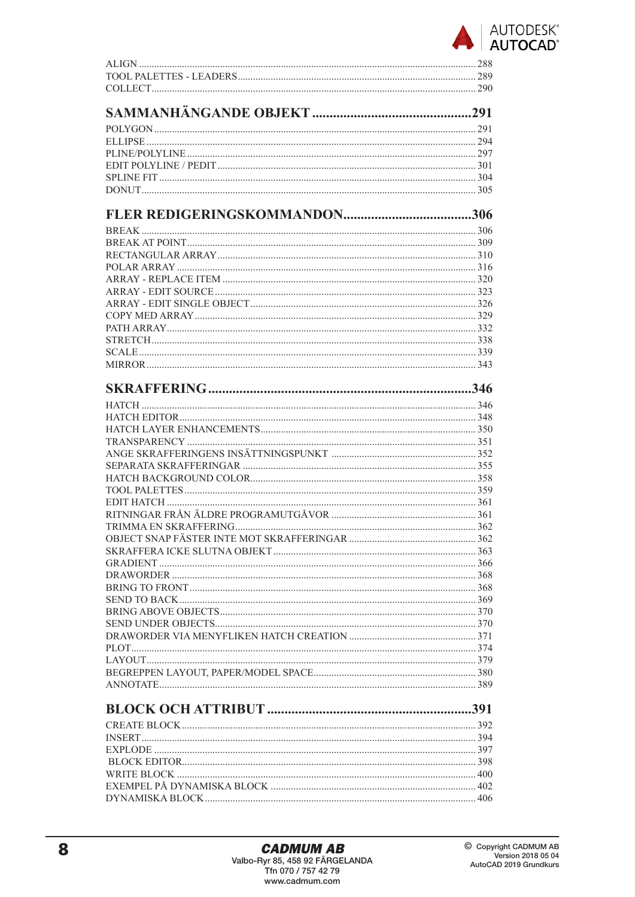ALIGN ........ 288
TOOL PALETTES - LEADERS ........ 289
COLLECT ........ 290

## SAMMANHÄNGANDE OBJEKT ........ 291

POLYGON ........ 291
ELLIPSE ........ 294
PLINE/POLYLINE ........ 297
EDIT POLYLINE / PEDIT ........ 301
SPLINE FIT ........ 304
DONUT ........ 305

## FLER REDIGERINGSKOMMANDON ........ 306

BREAK ........ 306
BREAK AT POINT ........ 309
RECTANGULAR ARRAY ........ 310
POLAR ARRAY ........ 316
ARRAY - REPLACE ITEM ........ 320
ARRAY - EDIT SOURCE ........ 323
ARRAY - EDIT SINGLE OBJECT ........ 326
COPY MED ARRAY ........ 329
PATH ARRAY ........ 332
STRETCH ........ 338
SCALE ........ 339
MIRROR ........ 343

## SKRAFFERING ........ 346

HATCH ........ 346
HATCH EDITOR ........ 348
HATCH LAYER ENHANCEMENTS ........ 350
TRANSPARENCY ........ 351
ANGE SKRAFFERINGENS INSÄTTNINGSPUNKT ........ 352
SEPARATA SKRAFFERINGAR ........ 355
HATCH BACKGROUND COLOR ........ 358
TOOL PALETTES ........ 359
EDIT HATCH ........ 361
RITNINGAR FRÅN ÄLDRE PROGRAMUTGÅVOR ........ 361
TRIMMA EN SKRAFFERING ........ 362
OBJECT SNAP FÄSTER INTE MOT SKRAFFERINGAR ........ 362
SKRAFFERA ICKE SLUTNA OBJEKT ........ 363
GRADIENT ........ 366
DRAWORDER ........ 368
BRING TO FRONT ........ 368
SEND TO BACK ........ 369
BRING ABOVE OBJECTS ........ 370
SEND UNDER OBJECTS ........ 370
DRAWORDER VIA MENYFLIKEN HATCH CREATION ........ 371
PLOT ........ 374
LAYOUT ........ 379
BEGREPPEN LAYOUT, PAPER/MODEL SPACE ........ 380
ANNOTATE ........ 389

## BLOCK OCH ATTRIBUT ........ 391

CREATE BLOCK ........ 392
INSERT ........ 394
EXPLODE ........ 397
BLOCK EDITOR ........ 398
WRITE BLOCK ........ 400
EXEMPEL PÅ DYNAMISKA BLOCK ........ 402
DYNAMISKA BLOCK ........ 406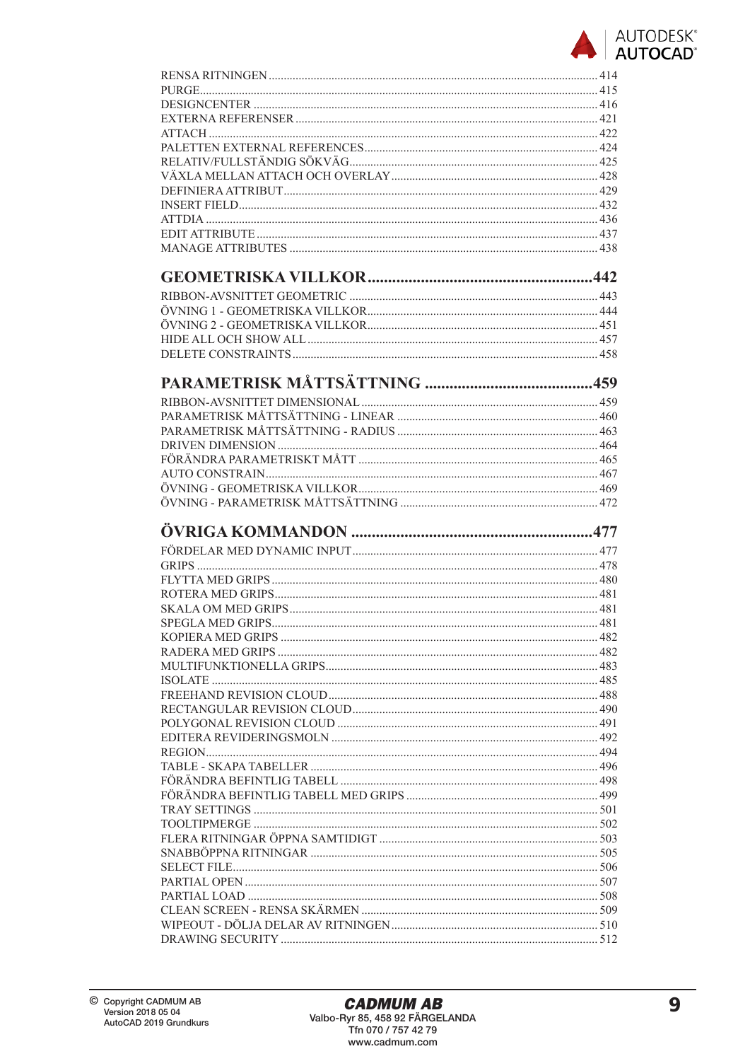RENSA RITNINGEN ........................................................................................................ 414
PURGE........................................................................................................................ 415
DESIGNCENTER .......................................................................................................... 416
EXTERNA REFERENSER ............................................................................................... 421
ATTACH ...................................................................................................................... 422
PALETTEN EXTERNAL REFERENCES............................................................................. 424
RELATIV/FULLSTÄNDIG SÖKVÄG.................................................................................. 425
VÄXLA MELLAN ATTACH OCH OVERLAY ...................................................................... 428
DEFINIERA ATTRIBUT.................................................................................................. 429
INSERT FIELD.............................................................................................................. 432
ATTDIA ....................................................................................................................... 436
EDIT ATTRIBUTE ......................................................................................................... 437
MANAGE ATTRIBUTES ................................................................................................. 438

## GEOMETRISKA VILLKOR ...................................................... 442

RIBBON-AVSNITTET GEOMETRIC .................................................................................. 443
ÖVNING 1 - GEOMETRISKA VILLKOR............................................................................ 444
ÖVNING 2 - GEOMETRISKA VILLKOR............................................................................ 451
HIDE ALL OCH SHOW ALL ............................................................................................ 457
DELETE CONSTRAINTS ................................................................................................ 458

## PARAMETRISK MÅTTSÄTTNING ......................................... 459

RIBBON-AVSNITTET DIMENSIONAL ............................................................................... 459
PARAMETRISK MÅTTSÄTTNING - LINEAR ..................................................................... 460
PARAMETRISK MÅTTSÄTTNING - RADIUS ..................................................................... 463
DRIVEN DIMENSION ..................................................................................................... 464
FÖRÄNDRA PARAMETRISKT MÅTT ................................................................................ 465
AUTO CONSTRAIN........................................................................................................ 467
ÖVNING - GEOMETRISKA VILLKOR............................................................................... 469
ÖVNING - PARAMETRISK MÅTTSÄTTNING .................................................................... 472

## ÖVRIGA KOMMANDON ............................................................ 477

FÖRDELAR MED DYNAMIC INPUT.................................................................................. 477
GRIPS .......................................................................................................................... 478
FLYTTA MED GRIPS ...................................................................................................... 480
ROTERA MED GRIPS...................................................................................................... 481
SKALA OM MED GRIPS................................................................................................... 481
SPEGLA MED GRIPS....................................................................................................... 481
KOPIERA MED GRIPS .................................................................................................... 482
RADERA MED GRIPS ..................................................................................................... 482
MULTIFUNKTIONELLA GRIPS.......................................................................................... 483
ISOLATE ....................................................................................................................... 485
FREEHAND REVISION CLOUD......................................................................................... 488
RECTANGULAR REVISION CLOUD................................................................................... 490
POLYGONAL REVISION CLOUD ...................................................................................... 491
EDITERA REVIDERINGSMOLN ........................................................................................ 492
REGION......................................................................................................................... 494
TABLE - SKAPA TABELLER ............................................................................................. 496
FÖRÄNDRA BEFINTLIG TABELL ..................................................................................... 498
FÖRÄNDRA BEFINTLIG TABELL MED GRIPS ................................................................... 499
TRAY SETTINGS ............................................................................................................ 501
TOOLTIPMERGE ............................................................................................................ 502
FLERA RITNINGAR ÖPPNA SAMTIDIGT ........................................................................... 503
SNABBÖPPNA RITNINGAR .............................................................................................. 505
SELECT FILE................................................................................................................... 506
PARTIAL OPEN .............................................................................................................. 507
PARTIAL LOAD .............................................................................................................. 508
CLEAN SCREEN - RENSA SKÄRMEN ............................................................................... 509
WIPEOUT - DÖLJA DELAR AV RITNINGEN........................................................................ 510
DRAWING SECURITY ...................................................................................................... 512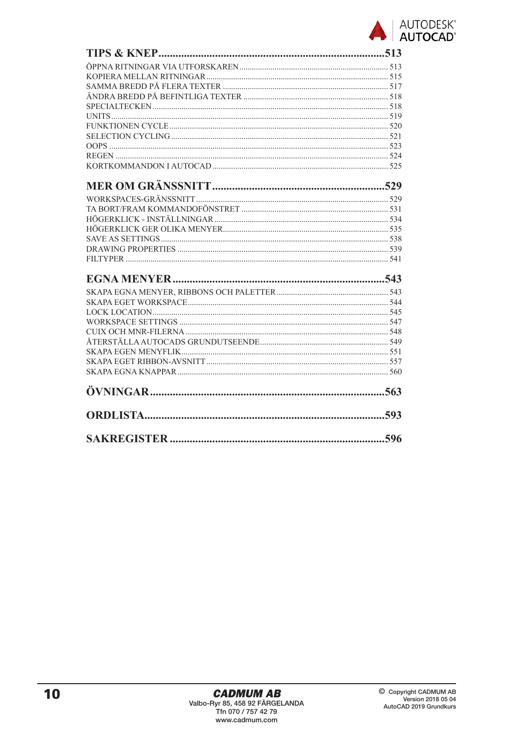**TIPS & KNEP ........................................................................ 513**

ÖPPNA RITNINGAR VIA UTFORSKAREN ........................................................ 513
KOPIERA MELLAN RITNINGAR ........................................................ 515
SAMMA BREDD PÅ FLERA TEXTER ........................................................ 517
ÄNDRA BREDD PÅ BEFINTLIGA TEXTER ........................................................ 518
SPECIALTECKEN ........................................................ 518
UNITS ........................................................ 519
FUNKTIONEN CYCLE ........................................................ 520
SELECTION CYCLING ........................................................ 521
OOPS ........................................................ 523
REGEN ........................................................ 524
KORTKOMMANDON I AUTOCAD ........................................................ 525

**MER OM GRÄNSSNITT ........................................................................ 529**

WORKSPACES-GRÄNSSNITT ........................................................ 529
TA BORT/FRAM KOMMANDOFÖNSTRET ........................................................ 531
HÖGERKLICK - INSTÄLLNINGAR ........................................................ 534
HÖGERKLICK GER OLIKA MENYER ........................................................ 535
SAVE AS SETTINGS ........................................................ 538
DRAWING PROPERTIES ........................................................ 539
FILTYPER ........................................................ 541

**EGNA MENYER ........................................................................ 543**

SKAPA EGNA MENYER, RIBBONS OCH PALETTER ........................................................ 543
SKAPA EGET WORKSPACE ........................................................ 544
LOCK LOCATION ........................................................ 545
WORKSPACE SETTINGS ........................................................ 547
CUIX OCH MNR-FILERNA ........................................................ 548
ÅTERSTÄLLA AUTOCADS GRUNDUTSEENDE ........................................................ 549
SKAPA EGEN MENYFLIK ........................................................ 551
SKAPA EGET RIBBON-AVSNITT ........................................................ 557
SKAPA EGNA KNAPPAR ........................................................ 560

**ÖVNINGAR ........................................................................ 563**

**ORDLISTA ........................................................................ 593**

**SAKREGISTER ........................................................................ 596**